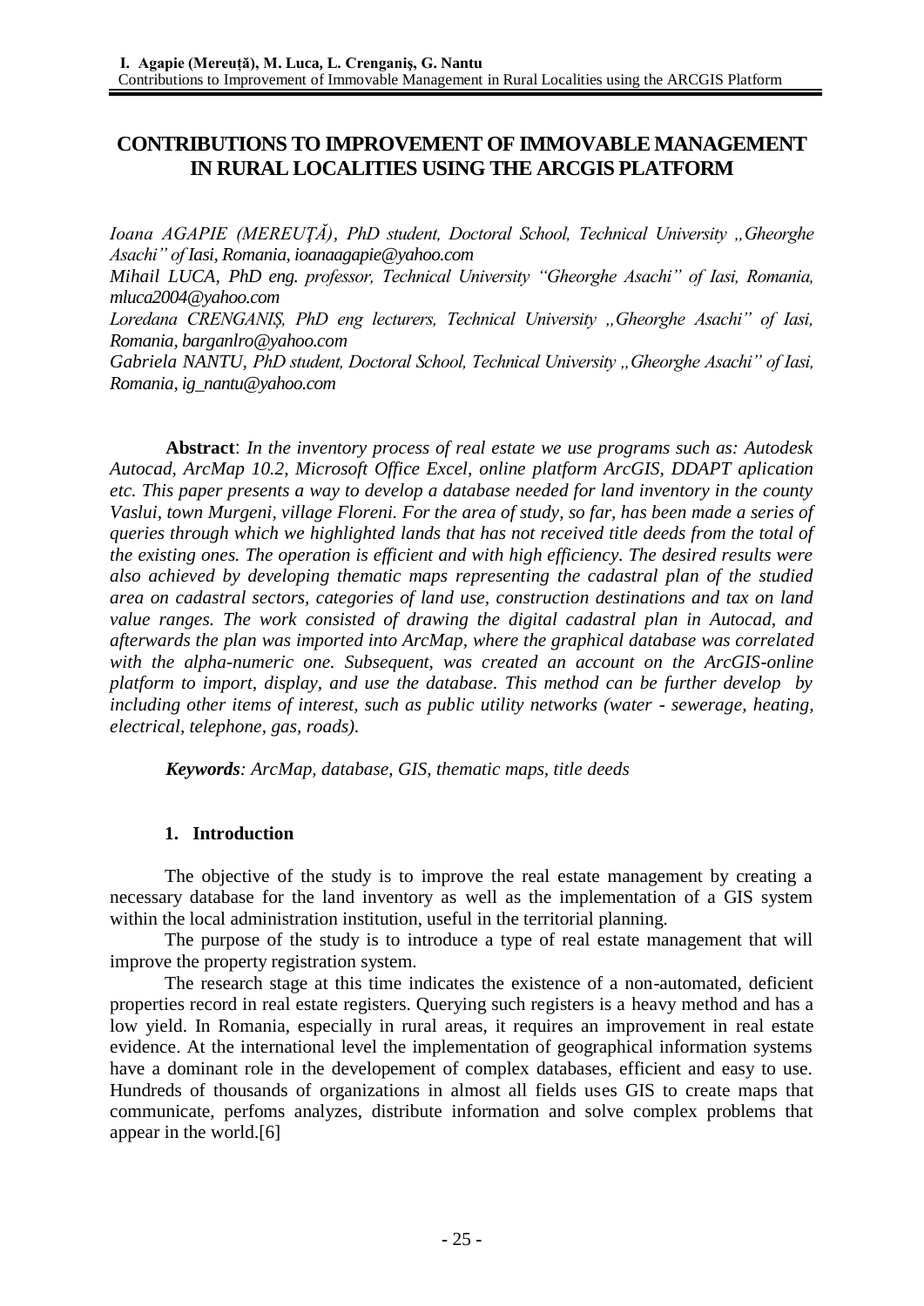# CONTRIBUTIONS TO IMPROVEMENT OF IMMOVABLE MANAGEMENT IN RURAL LOCALITIES USING THE ARCGIS PLATFORM

*Ioana AGAPIE (MEREUȚĂ), PhD student, Doctoral School, Technical University „Gheorghe Asachi" of Iasi, Romania, ioanaagapie@yahoo.com*

*Mihail LUCA, PhD eng. professor, Technical University "Gheorghe Asachi" of Iasi, Romania, mluca2004@yahoo.com*

*Loredana CRENGANIȘ, PhD eng lecturers, Technical University „Gheorghe Asachi" of Iasi, Romania, barganlro@yahoo.com*

*Gabriela NANTU, PhD student, Doctoral School, Technical University „Gheorghe Asachi" of Iasi, Romania, ig_nantu@yahoo.com*

**Abstract**: *In the inventory process of real estate we use programs such as: Autodesk Autocad, ArcMap 10.2, Microsoft Office Excel, online platform ArcGIS, DDAPT aplication etc. This paper presents a way to develop a database needed for land inventory in the county Vaslui, town Murgeni, village Floreni. For the area of study, so far, has been made a series of queries through which we highlighted lands that has not received title deeds from the total of the existing ones. The operation is efficient and with high efficiency. The desired results were also achieved by developing thematic maps representing the cadastral plan of the studied area on cadastral sectors, categories of land use, construction destinations and tax on land value ranges. The work consisted of drawing the digital cadastral plan in Autocad, and afterwards the plan was imported into ArcMap, where the graphical database was correlated with the alpha-numeric one. Subsequent, was created an account on the ArcGIS-online platform to import, display, and use the database. This method can be further develop by including other items of interest, such as public utility networks (water - sewerage, heating, electrical, telephone, gas, roads).*

***Keywords**: ArcMap, database, GIS, thematic maps, title deeds*

## 1. Introduction

The objective of the study is to improve the real estate management by creating a necessary database for the land inventory as well as the implementation of a GIS system within the local administration institution, useful in the territorial planning.

The purpose of the study is to introduce a type of real estate management that will improve the property registration system.

The research stage at this time indicates the existence of a non-automated, deficient properties record in real estate registers. Querying such registers is a heavy method and has a low yield. In Romania, especially in rural areas, it requires an improvement in real estate evidence. At the international level the implementation of geographical information systems have a dominant role in the developement of complex databases, efficient and easy to use. Hundreds of thousands of organizations in almost all fields uses GIS to create maps that communicate, perfoms analyzes, distribute information and solve complex problems that appear in the world.[6]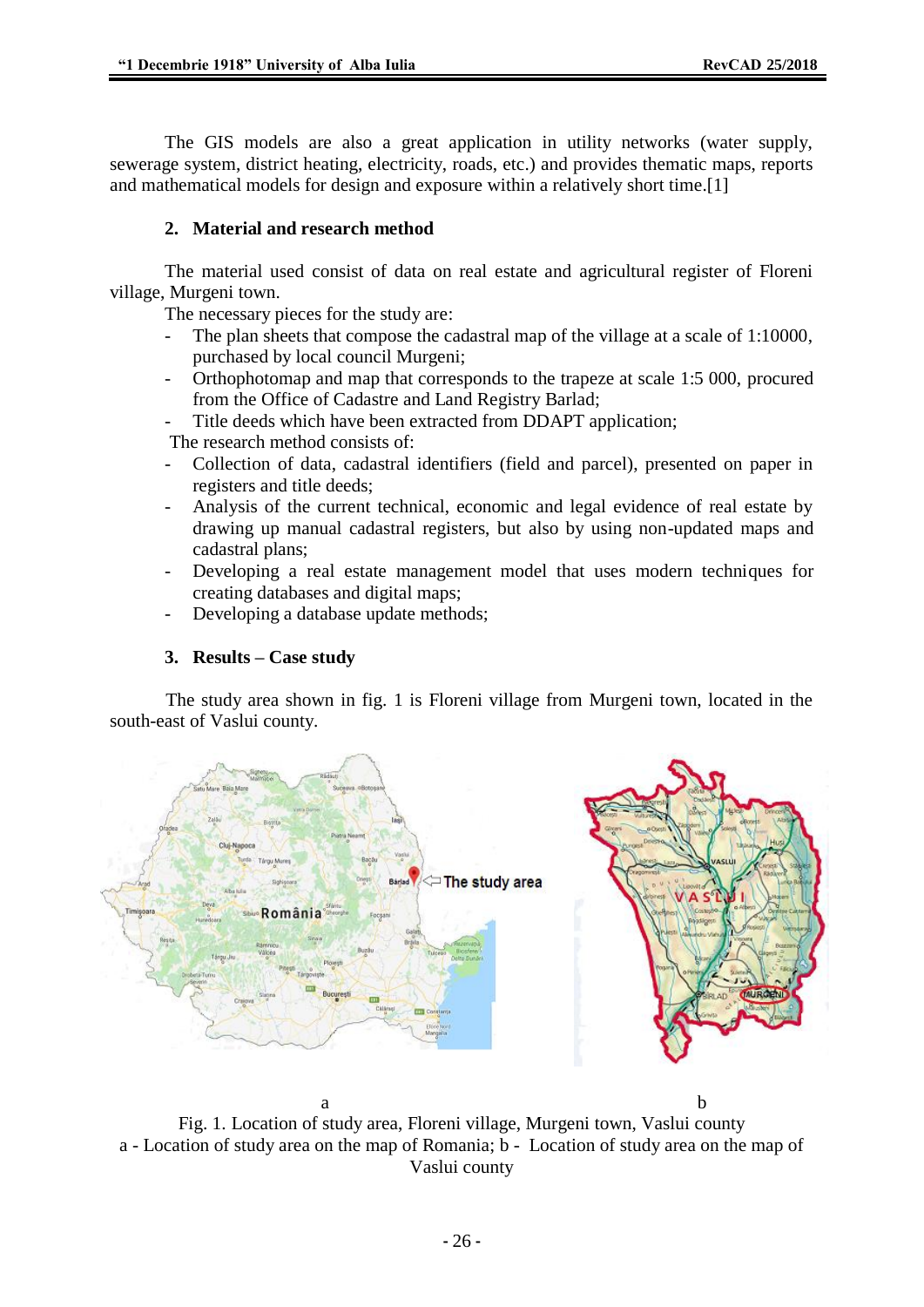The GIS models are also a great application in utility networks (water supply, sewerage system, district heating, electricity, roads, etc.) and provides thematic maps, reports and mathematical models for design and exposure within a relatively short time.[1]

## 2. Material and research method

The material used consist of data on real estate and agricultural register of Floreni village, Murgeni town.

The necessary pieces for the study are:

- The plan sheets that compose the cadastral map of the village at a scale of 1:10000, purchased by local council Murgeni;
- Orthophotomap and map that corresponds to the trapeze at scale 1:5 000, procured from the Office of Cadastre and Land Registry Barlad;
- Title deeds which have been extracted from DDAPT application;

The research method consists of:

- Collection of data, cadastral identifiers (field and parcel), presented on paper in registers and title deeds;
- Analysis of the current technical, economic and legal evidence of real estate by drawing up manual cadastral registers, but also by using non-updated maps and cadastral plans;
- Developing a real estate management model that uses modern techniques for creating databases and digital maps;
- Developing a database update methods;

## 3. Results – Case study

The study area shown in fig. 1 is Floreni village from Murgeni town, located in the south-east of Vaslui county.

a b

Fig. 1. Location of study area, Floreni village, Murgeni town, Vaslui county
a - Location of study area on the map of Romania; b - Location of study area on the map of Vaslui county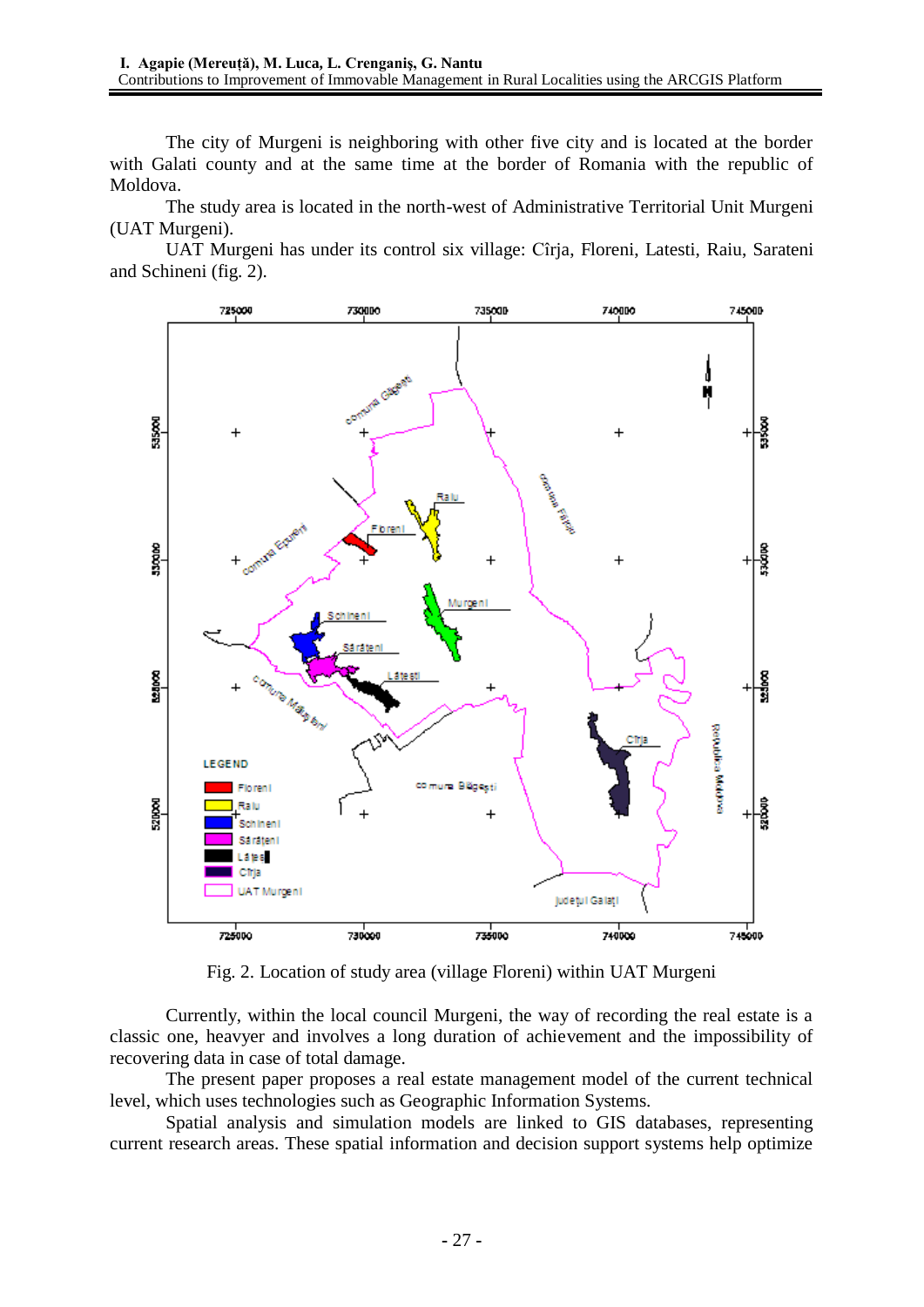The city of Murgeni is neighboring with other five city and is located at the border with Galati county and at the same time at the border of Romania with the republic of Moldova.

The study area is located in the north-west of Administrative Territorial Unit Murgeni (UAT Murgeni).

UAT Murgeni has under its control six village: Cîrja, Floreni, Latesti, Raiu, Sarateni and Schineni (fig. 2).

Fig. 2. Location of study area (village Floreni) within UAT Murgeni

Currently, within the local council Murgeni, the way of recording the real estate is a classic one, heavyer and involves a long duration of achievement and the impossibility of recovering data in case of total damage.

The present paper proposes a real estate management model of the current technical level, which uses technologies such as Geographic Information Systems.

Spatial analysis and simulation models are linked to GIS databases, representing current research areas. These spatial information and decision support systems help optimize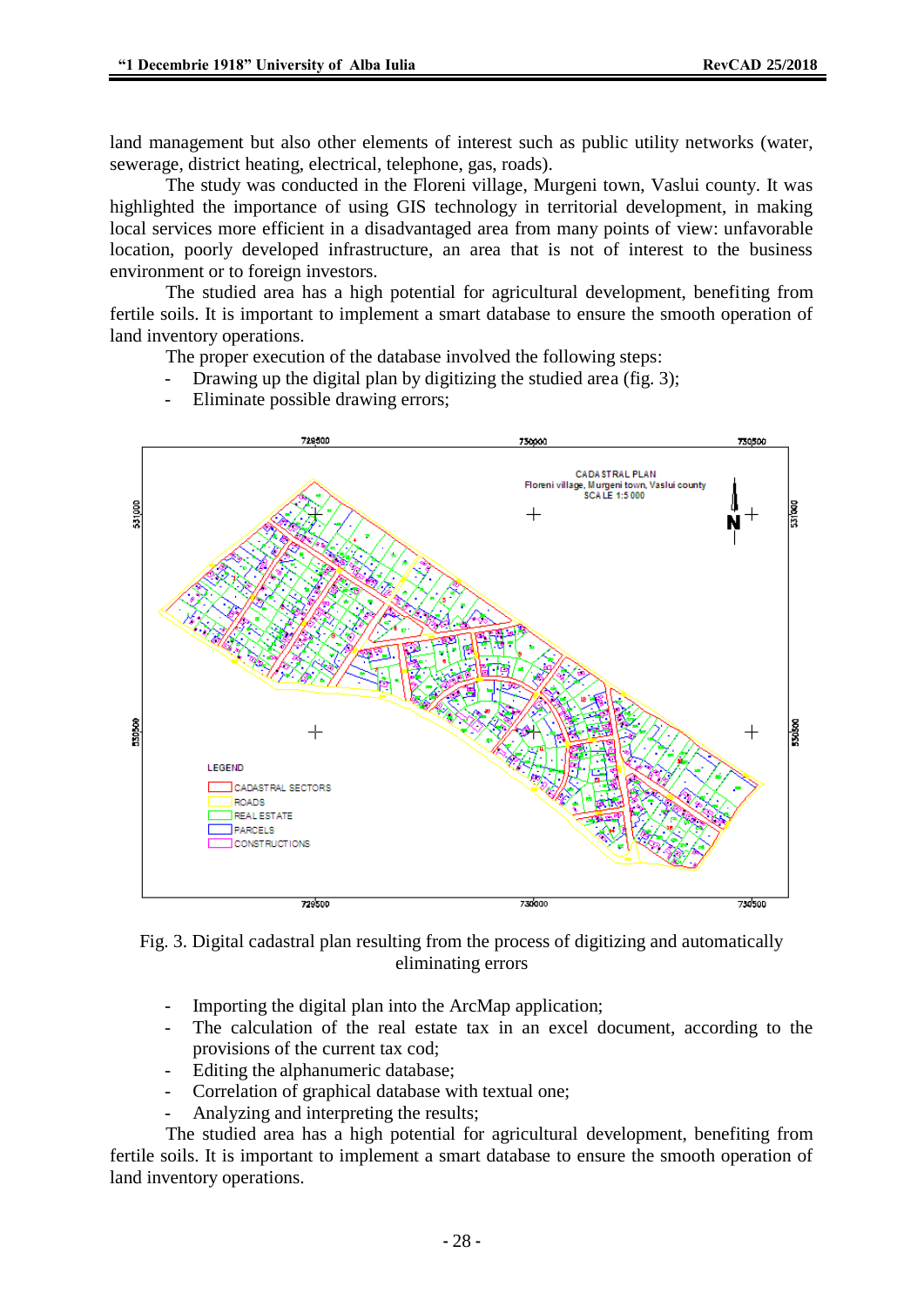land management but also other elements of interest such as public utility networks (water, sewerage, district heating, electrical, telephone, gas, roads).

The study was conducted in the Floreni village, Murgeni town, Vaslui county. It was highlighted the importance of using GIS technology in territorial development, in making local services more efficient in a disadvantaged area from many points of view: unfavorable location, poorly developed infrastructure, an area that is not of interest to the business environment or to foreign investors.

The studied area has a high potential for agricultural development, benefiting from fertile soils. It is important to implement a smart database to ensure the smooth operation of land inventory operations.

The proper execution of the database involved the following steps:

- Drawing up the digital plan by digitizing the studied area (fig. 3);
- Eliminate possible drawing errors;

Fig. 3. Digital cadastral plan resulting from the process of digitizing and automatically eliminating errors

- Importing the digital plan into the ArcMap application;
- The calculation of the real estate tax in an excel document, according to the provisions of the current tax cod;
- Editing the alphanumeric database;
- Correlation of graphical database with textual one;
- Analyzing and interpreting the results;

The studied area has a high potential for agricultural development, benefiting from fertile soils. It is important to implement a smart database to ensure the smooth operation of land inventory operations.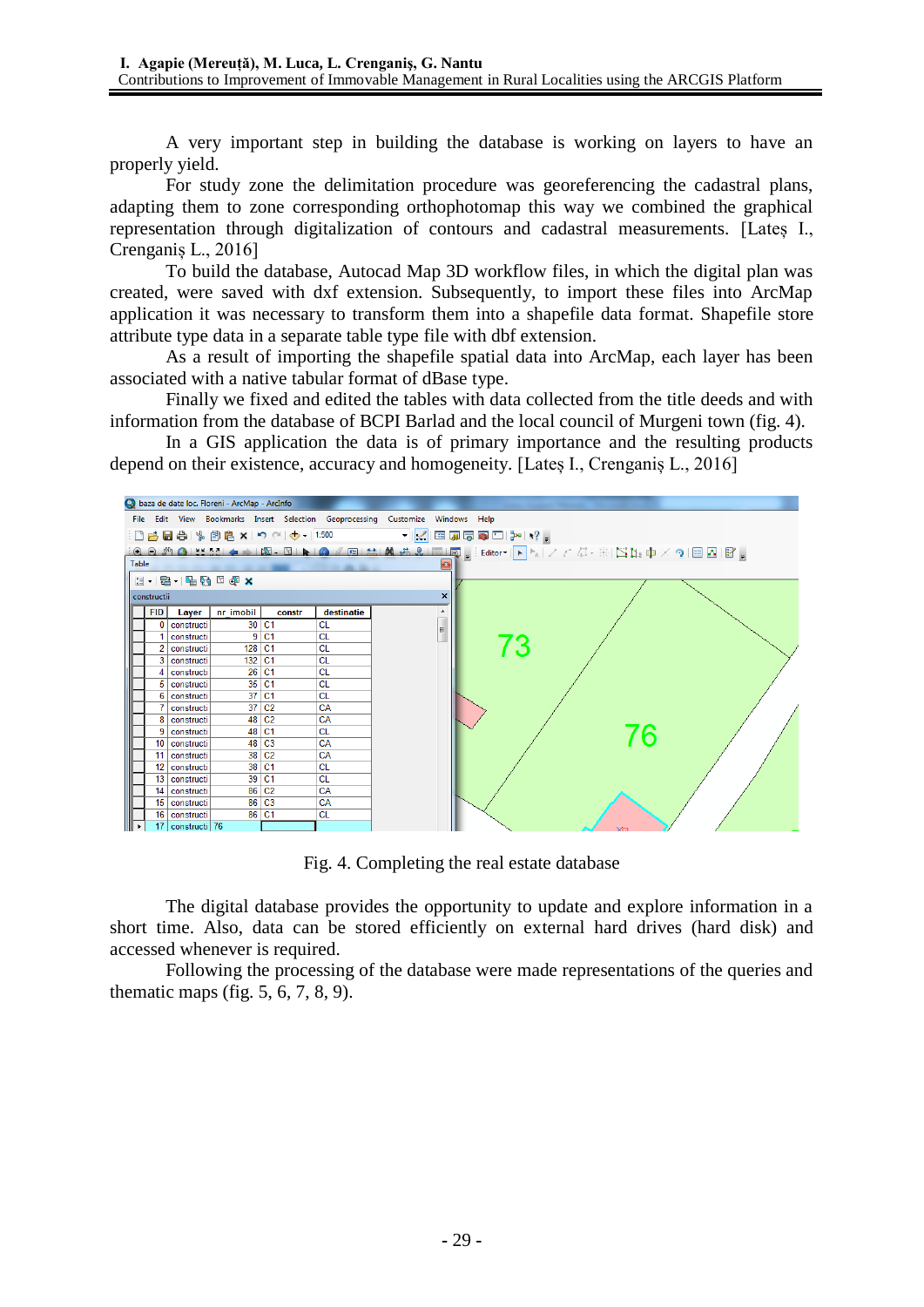A very important step in building the database is working on layers to have an properly yield.

For study zone the delimitation procedure was georeferencing the cadastral plans, adapting them to zone corresponding orthophotomap this way we combined the graphical representation through digitalization of contours and cadastral measurements. [Lateș I., Crenganiș L., 2016]

To build the database, Autocad Map 3D workflow files, in which the digital plan was created, were saved with dxf extension. Subsequently, to import these files into ArcMap application it was necessary to transform them into a shapefile data format. Shapefile store attribute type data in a separate table type file with dbf extension.

As a result of importing the shapefile spatial data into ArcMap, each layer has been associated with a native tabular format of dBase type.

Finally we fixed and edited the tables with data collected from the title deeds and with information from the database of BCPI Barlad and the local council of Murgeni town (fig. 4).

In a GIS application the data is of primary importance and the resulting products depend on their existence, accuracy and homogeneity. [Lateș I., Crenganiș L., 2016]

Fig. 4. Completing the real estate database

The digital database provides the opportunity to update and explore information in a short time. Also, data can be stored efficiently on external hard drives (hard disk) and accessed whenever is required.

Following the processing of the database were made representations of the queries and thematic maps (fig. 5, 6, 7, 8, 9).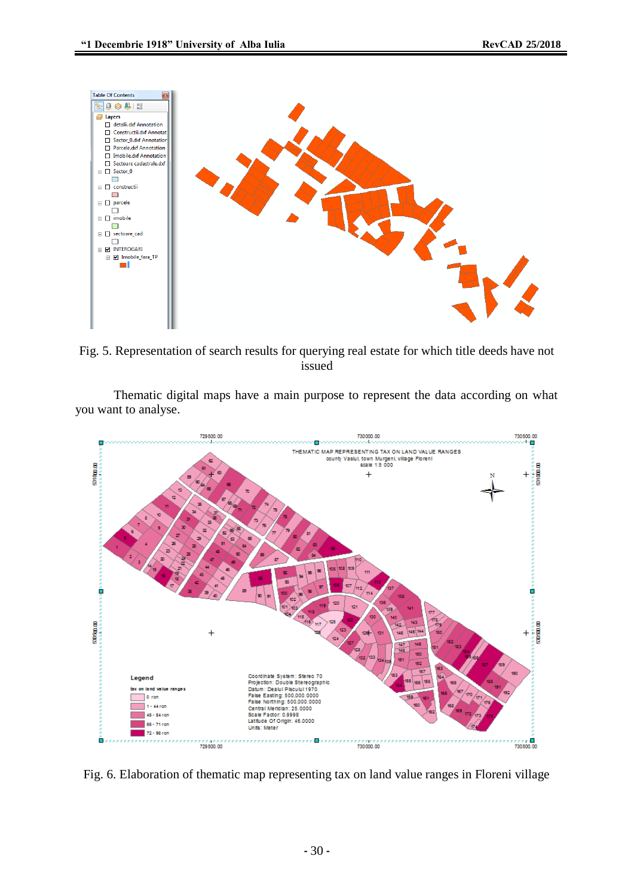Fig. 5. Representation of search results for querying real estate for which title deeds have not issued

Thematic digital maps have a main purpose to represent the data according on what you want to analyse.

Fig. 6. Elaboration of thematic map representing tax on land value ranges in Floreni village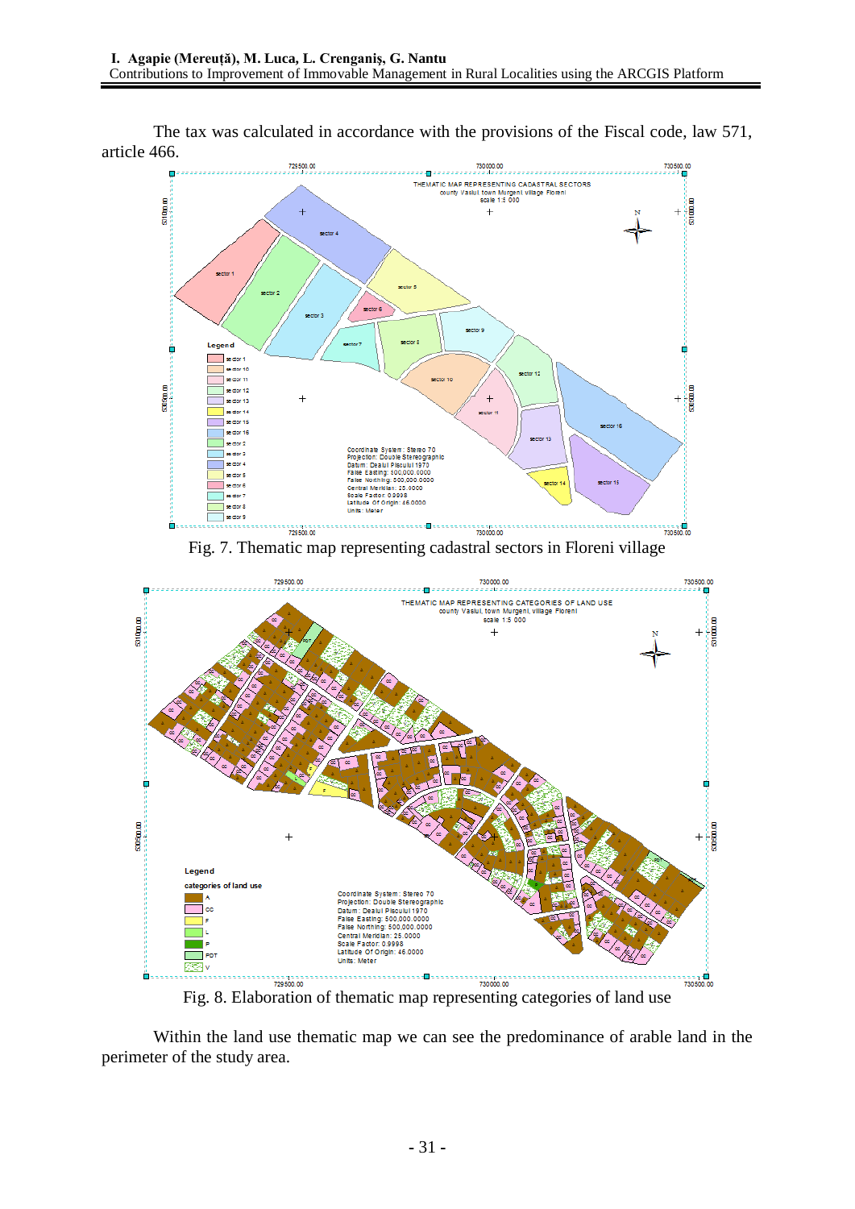The tax was calculated in accordance with the provisions of the Fiscal code, law 571, article 466.

Fig. 7. Thematic map representing cadastral sectors in Floreni village

Fig. 8. Elaboration of thematic map representing categories of land use

Within the land use thematic map we can see the predominance of arable land in the perimeter of the study area.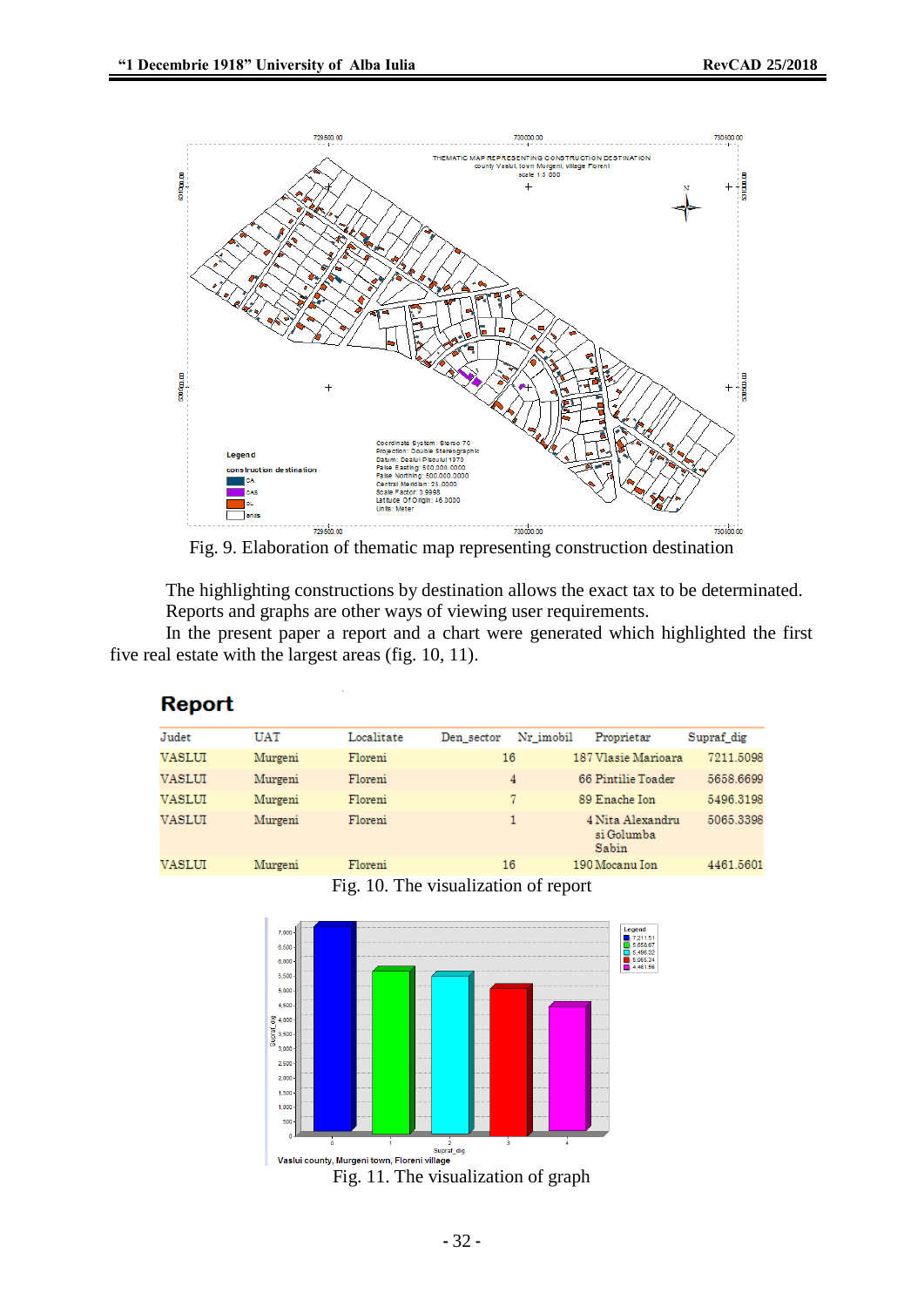Fig. 9. Elaboration of thematic map representing construction destination

The highlighting constructions by destination allows the exact tax to be determinated. Reports and graphs are other ways of viewing user requirements.

In the present paper a report and a chart were generated which highlighted the first five real estate with the largest areas (fig. 10, 11).

## Report

| Judet | UAT | Localitate | Den_sector | Nr_imobil | Proprietar | Supraf_dig |
|---|---|---|---|---|---|---|
| VASLUI | Murgeni | Floreni | 16 | 187 | Vlasie Marioara | 7211.5098 |
| VASLUI | Murgeni | Floreni | 4 | 66 | Pintilie Toader | 5658.6699 |
| VASLUI | Murgeni | Floreni | 7 | 89 | Enache Ion | 5496.3198 |
| VASLUI | Murgeni | Floreni | 1 | 4 | Nita Alexandru si Golumba Sabin | 5065.3398 |
| VASLUI | Murgeni | Floreni | 16 | 190 | Mocanu Ion | 4461.5601 |

Fig. 10. The visualization of report

Fig. 11. The visualization of graph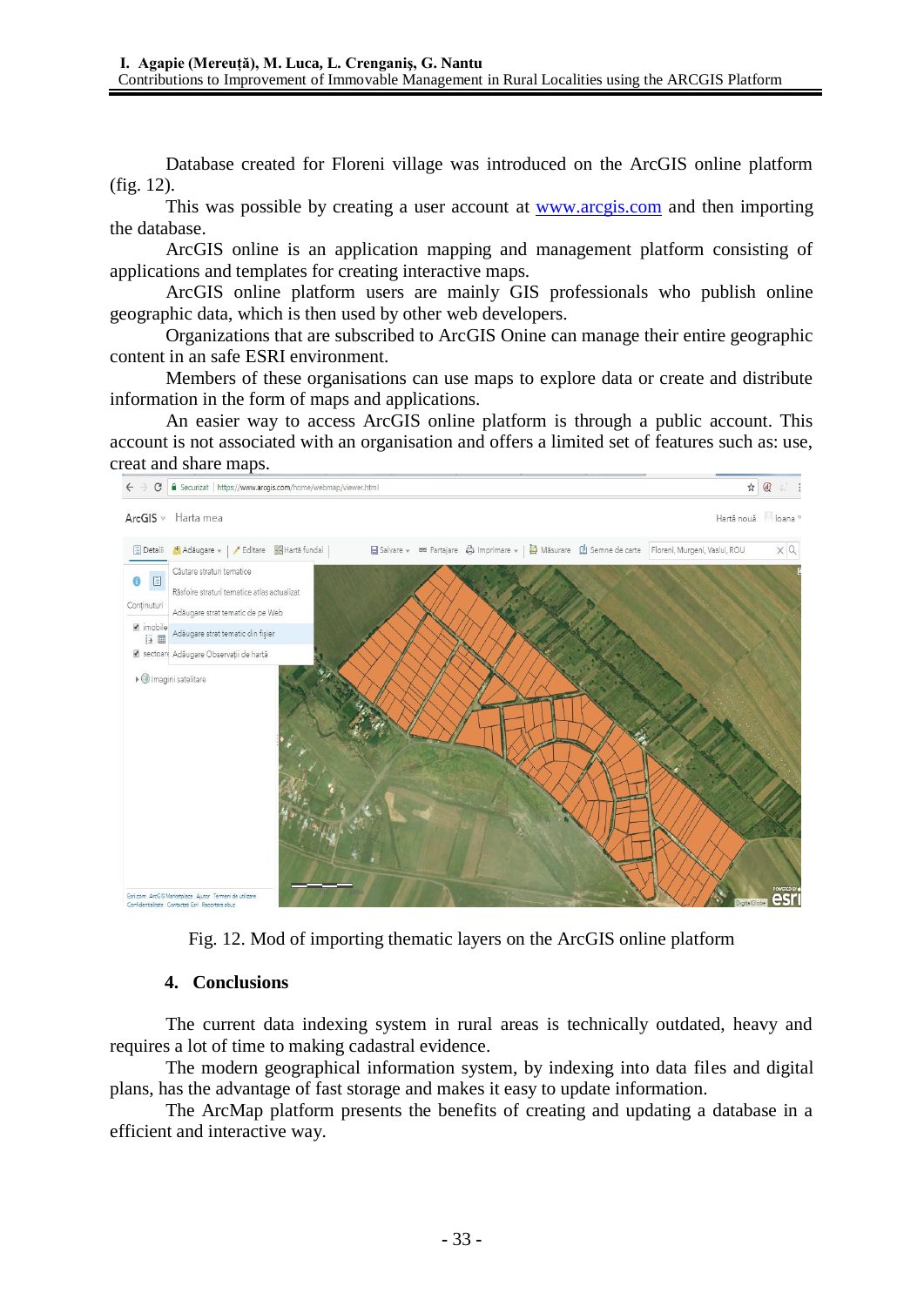Database created for Floreni village was introduced on the ArcGIS online platform (fig. 12).

This was possible by creating a user account at [www.arcgis.com](http://www.arcgis.com) and then importing the database.

ArcGIS online is an application mapping and management platform consisting of applications and templates for creating interactive maps.

ArcGIS online platform users are mainly GIS professionals who publish online geographic data, which is then used by other web developers.

Organizations that are subscribed to ArcGIS Onine can manage their entire geographic content in an safe ESRI environment.

Members of these organisations can use maps to explore data or create and distribute information in the form of maps and applications.

An easier way to access ArcGIS online platform is through a public account. This account is not associated with an organisation and offers a limited set of features such as: use, creat and share maps.

Fig. 12. Mod of importing thematic layers on the ArcGIS online platform

## 4. Conclusions

The current data indexing system in rural areas is technically outdated, heavy and requires a lot of time to making cadastral evidence.

The modern geographical information system, by indexing into data files and digital plans, has the advantage of fast storage and makes it easy to update information.

The ArcMap platform presents the benefits of creating and updating a database in a efficient and interactive way.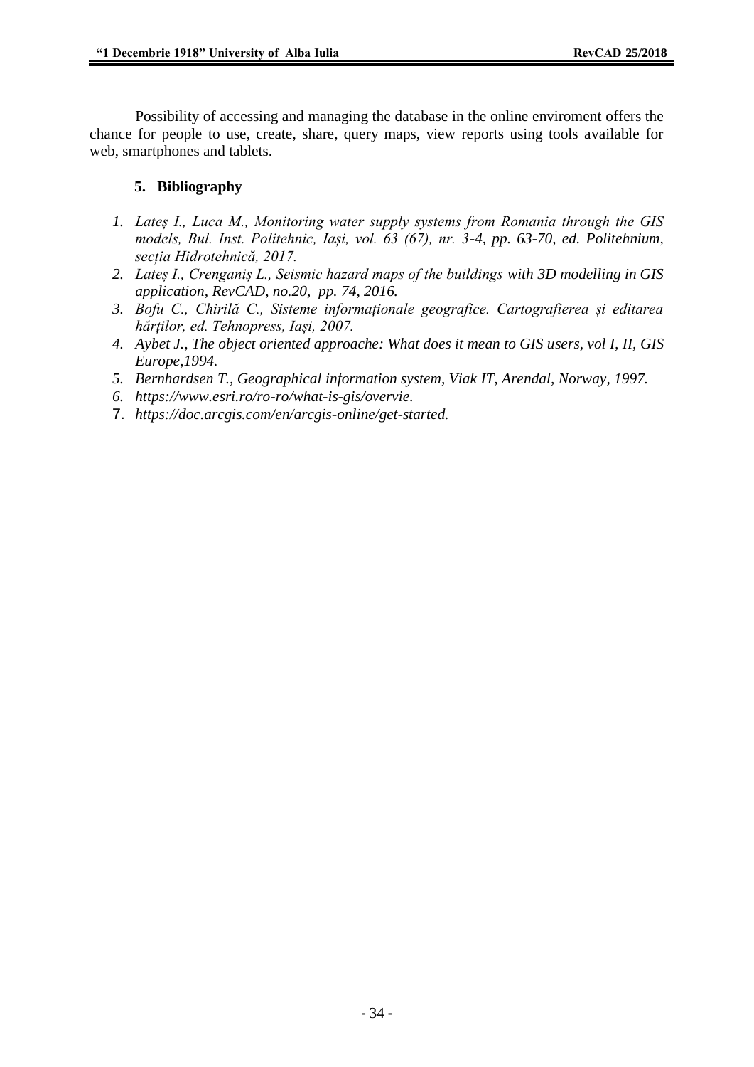Possibility of accessing and managing the database in the online enviroment offers the chance for people to use, create, share, query maps, view reports using tools available for web, smartphones and tablets.

## 5. Bibliography

1. *Lateș I., Luca M., Monitoring water supply systems from Romania through the GIS models, Bul. Inst. Politehnic, Iași, vol. 63 (67), nr. 3-4, pp. 63-70, ed. Politehnium, secția Hidrotehnică, 2017.*
2. *Lateș I., Crenganiș L., Seismic hazard maps of the buildings with 3D modelling in GIS application, RevCAD, no.20, pp. 74, 2016.*
3. *Bofu C., Chirilă C., Sisteme informaționale geografice. Cartografierea și editarea hărților, ed. Tehnopress, Iași, 2007.*
4. *Aybet J., The object oriented approache: What does it mean to GIS users, vol I, II, GIS Europe,1994.*
5. *Bernhardsen T., Geographical information system, Viak IT, Arendal, Norway, 1997.*
6. *https://www.esri.ro/ro-ro/what-is-gis/overvie.*
7. *https://doc.arcgis.com/en/arcgis-online/get-started.*